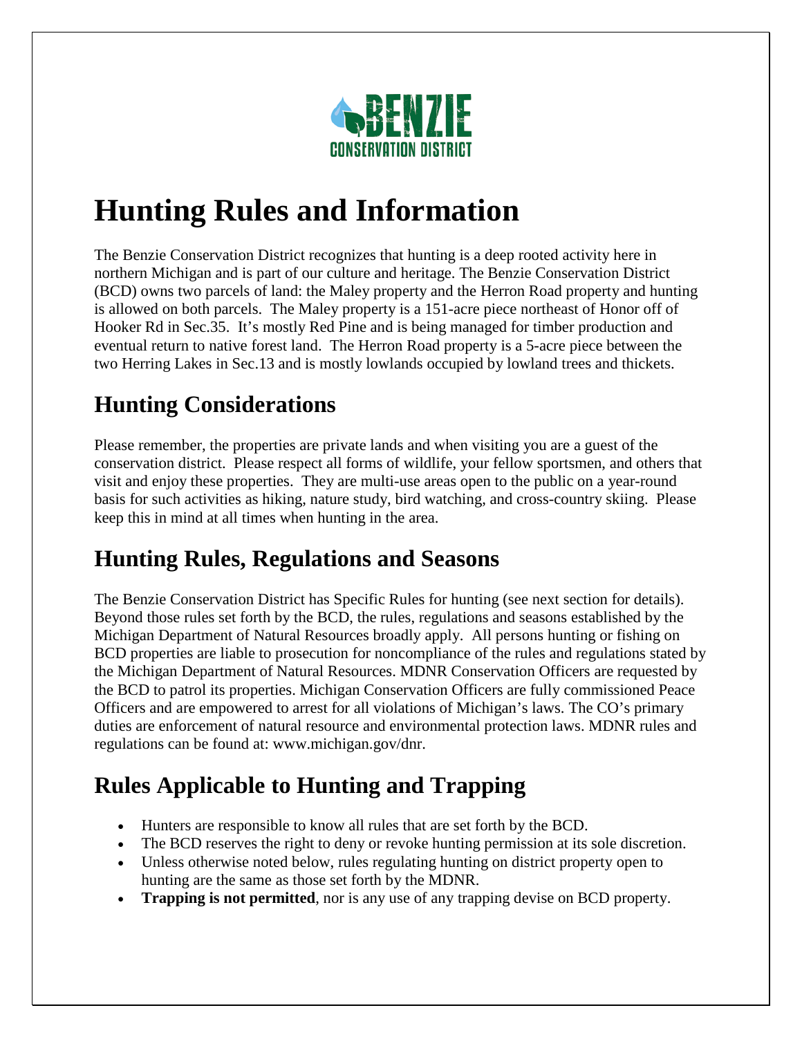BENZIE CONSERVATION DISTRICT

# Hunting Rules and Information

The Benzie Conservation District recognizes that hunting is a deep rooted activity here in northern Michigan and is part of our culture and heritage. The Benzie Conservation District (BCD) owns two parcels of land: the Maley property and the Herron Road property and hunting is allowed on both parcels. The Maley property is a 151-acre piece northeast of Honor off of Hooker Rd in Sec.35. It's mostly Red Pine and is being managed for timber production and eventual return to native forest land. The Herron Road property is a 5-acre piece between the two Herring Lakes in Sec.13 and is mostly lowlands occupied by lowland trees and thickets.

## Hunting Considerations

Please remember, the properties are private lands and when visiting you are a guest of the conservation district. Please respect all forms of wildlife, your fellow sportsmen, and others that visit and enjoy these properties. They are multi-use areas open to the public on a year-round basis for such activities as hiking, nature study, bird watching, and cross-country skiing. Please keep this in mind at all times when hunting in the area.

## Hunting Rules, Regulations and Seasons

The Benzie Conservation District has Specific Rules for hunting (see next section for details). Beyond those rules set forth by the BCD, the rules, regulations and seasons established by the Michigan Department of Natural Resources broadly apply. All persons hunting or fishing on BCD properties are liable to prosecution for noncompliance of the rules and regulations stated by the Michigan Department of Natural Resources. MDNR Conservation Officers are requested by the BCD to patrol its properties. Michigan Conservation Officers are fully commissioned Peace Officers and are empowered to arrest for all violations of Michigan's laws. The CO's primary duties are enforcement of natural resource and environmental protection laws. MDNR rules and regulations can be found at: www.michigan.gov/dnr.

## Rules Applicable to Hunting and Trapping

- Hunters are responsible to know all rules that are set forth by the BCD.
- The BCD reserves the right to deny or revoke hunting permission at its sole discretion.
- Unless otherwise noted below, rules regulating hunting on district property open to hunting are the same as those set forth by the MDNR.
- **Trapping is not permitted**, nor is any use of any trapping devise on BCD property.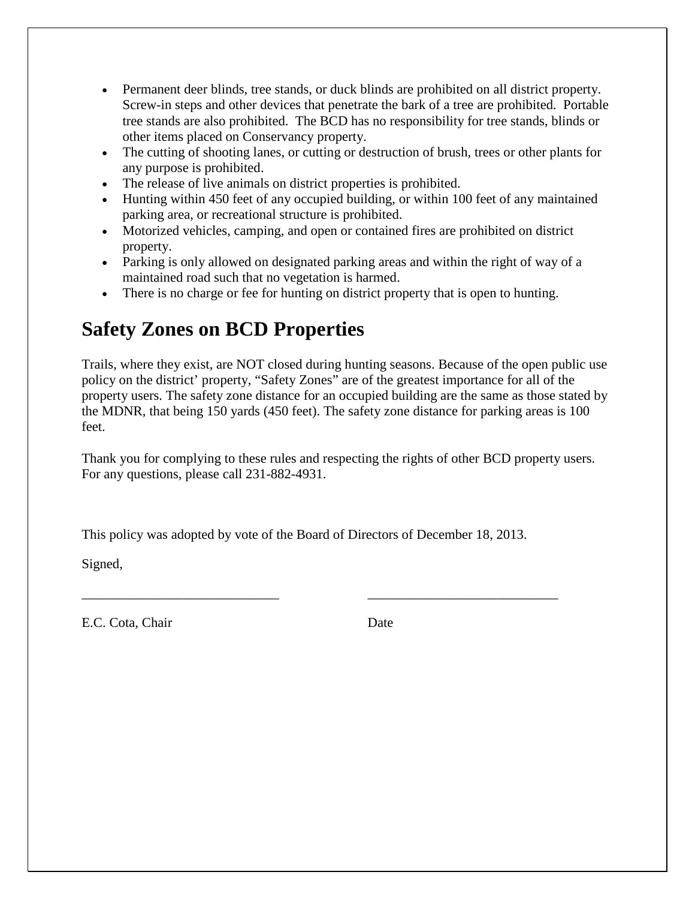- Permanent deer blinds, tree stands, or duck blinds are prohibited on all district property. Screw-in steps and other devices that penetrate the bark of a tree are prohibited. Portable tree stands are also prohibited. The BCD has no responsibility for tree stands, blinds or other items placed on Conservancy property.
- The cutting of shooting lanes, or cutting or destruction of brush, trees or other plants for any purpose is prohibited.
- The release of live animals on district properties is prohibited.
- Hunting within 450 feet of any occupied building, or within 100 feet of any maintained parking area, or recreational structure is prohibited.
- Motorized vehicles, camping, and open or contained fires are prohibited on district property.
- Parking is only allowed on designated parking areas and within the right of way of a maintained road such that no vegetation is harmed.
- There is no charge or fee for hunting on district property that is open to hunting.

## Safety Zones on BCD Properties

Trails, where they exist, are NOT closed during hunting seasons. Because of the open public use policy on the district' property, "Safety Zones" are of the greatest importance for all of the property users. The safety zone distance for an occupied building are the same as those stated by the MDNR, that being 150 yards (450 feet). The safety zone distance for parking areas is 100 feet.

Thank you for complying to these rules and respecting the rights of other BCD property users. For any questions, please call 231-882-4931.

This policy was adopted by vote of the Board of Directors of December 18, 2013.

Signed,

_____________________________ _____________________________

E.C. Cota, Chair Date